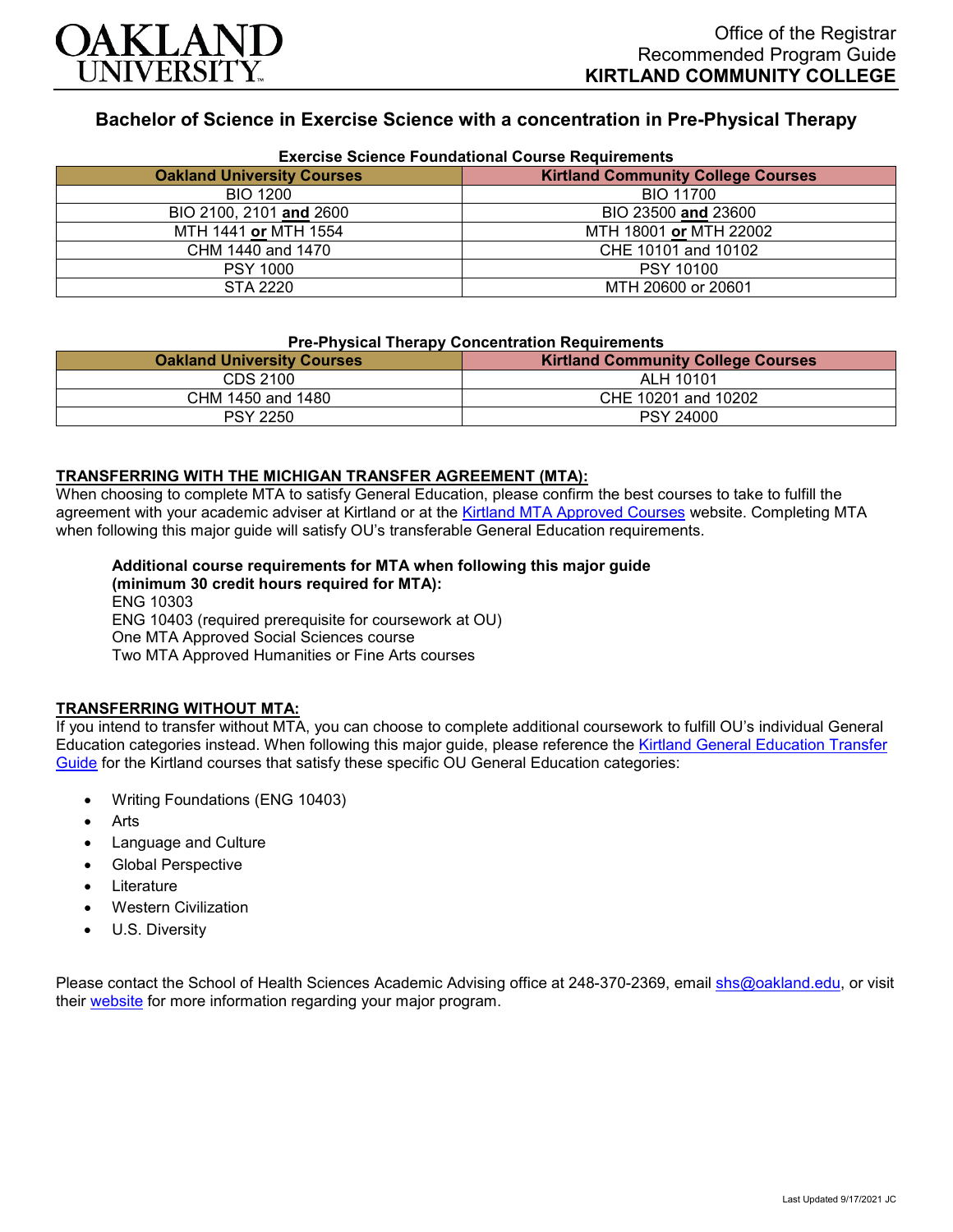Office of the Registrar
Recommended Program Guide
**KIRTLAND COMMUNITY COLLEGE**

# Bachelor of Science in Exercise Science with a concentration in Pre-Physical Therapy

### Exercise Science Foundational Course Requirements

| Oakland University Courses | Kirtland Community College Courses |
|---|---|
| BIO 1200 | BIO 11700 |
| BIO 2100, 2101 **and** 2600 | BIO 23500 **and** 23600 |
| MTH 1441 **or** MTH 1554 | MTH 18001 **or** MTH 22002 |
| CHM 1440 and 1470 | CHE 10101 and 10102 |
| PSY 1000 | PSY 10100 |
| STA 2220 | MTH 20600 or 20601 |

### Pre-Physical Therapy Concentration Requirements

| Oakland University Courses | Kirtland Community College Courses |
|---|---|
| CDS 2100 | ALH 10101 |
| CHM 1450 and 1480 | CHE 10201 and 10202 |
| PSY 2250 | PSY 24000 |

## TRANSFERRING WITH THE MICHIGAN TRANSFER AGREEMENT (MTA):

When choosing to complete MTA to satisfy General Education, please confirm the best courses to take to fulfill the agreement with your academic adviser at Kirtland or at the Kirtland MTA Approved Courses website. Completing MTA when following this major guide will satisfy OU's transferable General Education requirements.

**Additional course requirements for MTA when following this major guide (minimum 30 credit hours required for MTA):**
ENG 10303
ENG 10403 (required prerequisite for coursework at OU)
One MTA Approved Social Sciences course
Two MTA Approved Humanities or Fine Arts courses

## TRANSFERRING WITHOUT MTA:

If you intend to transfer without MTA, you can choose to complete additional coursework to fulfill OU's individual General Education categories instead. When following this major guide, please reference the Kirtland General Education Transfer Guide for the Kirtland courses that satisfy these specific OU General Education categories:

- Writing Foundations (ENG 10403)
- Arts
- Language and Culture
- Global Perspective
- Literature
- Western Civilization
- U.S. Diversity

Please contact the School of Health Sciences Academic Advising office at 248-370-2369, email shs@oakland.edu, or visit their website for more information regarding your major program.

Last Updated 9/17/2021 JC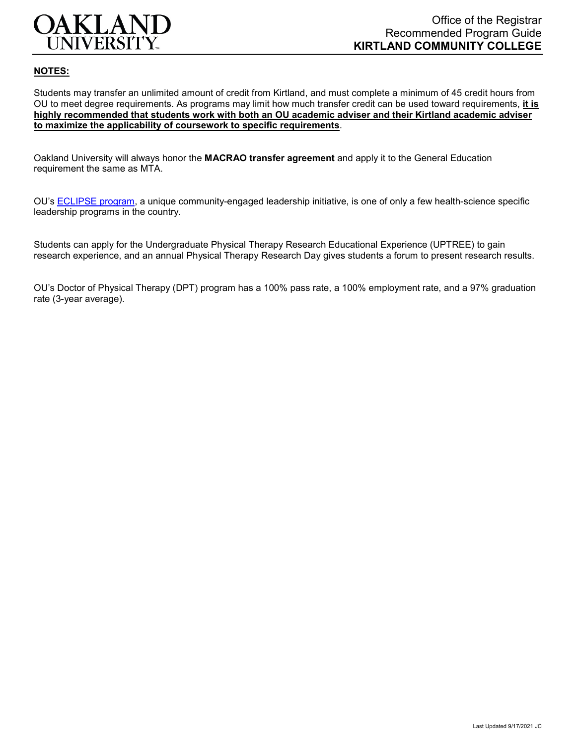**NOTES:**

Students may transfer an unlimited amount of credit from Kirtland, and must complete a minimum of 45 credit hours from OU to meet degree requirements. As programs may limit how much transfer credit can be used toward requirements, **it is highly recommended that students work with both an OU academic adviser and their Kirtland academic adviser to maximize the applicability of coursework to specific requirements**.

Oakland University will always honor the **MACRAO transfer agreement** and apply it to the General Education requirement the same as MTA.

OU's ECLIPSE program, a unique community-engaged leadership initiative, is one of only a few health-science specific leadership programs in the country.

Students can apply for the Undergraduate Physical Therapy Research Educational Experience (UPTREE) to gain research experience, and an annual Physical Therapy Research Day gives students a forum to present research results.

OU's Doctor of Physical Therapy (DPT) program has a 100% pass rate, a 100% employment rate, and a 97% graduation rate (3-year average).

Last Updated 9/17/2021 JC